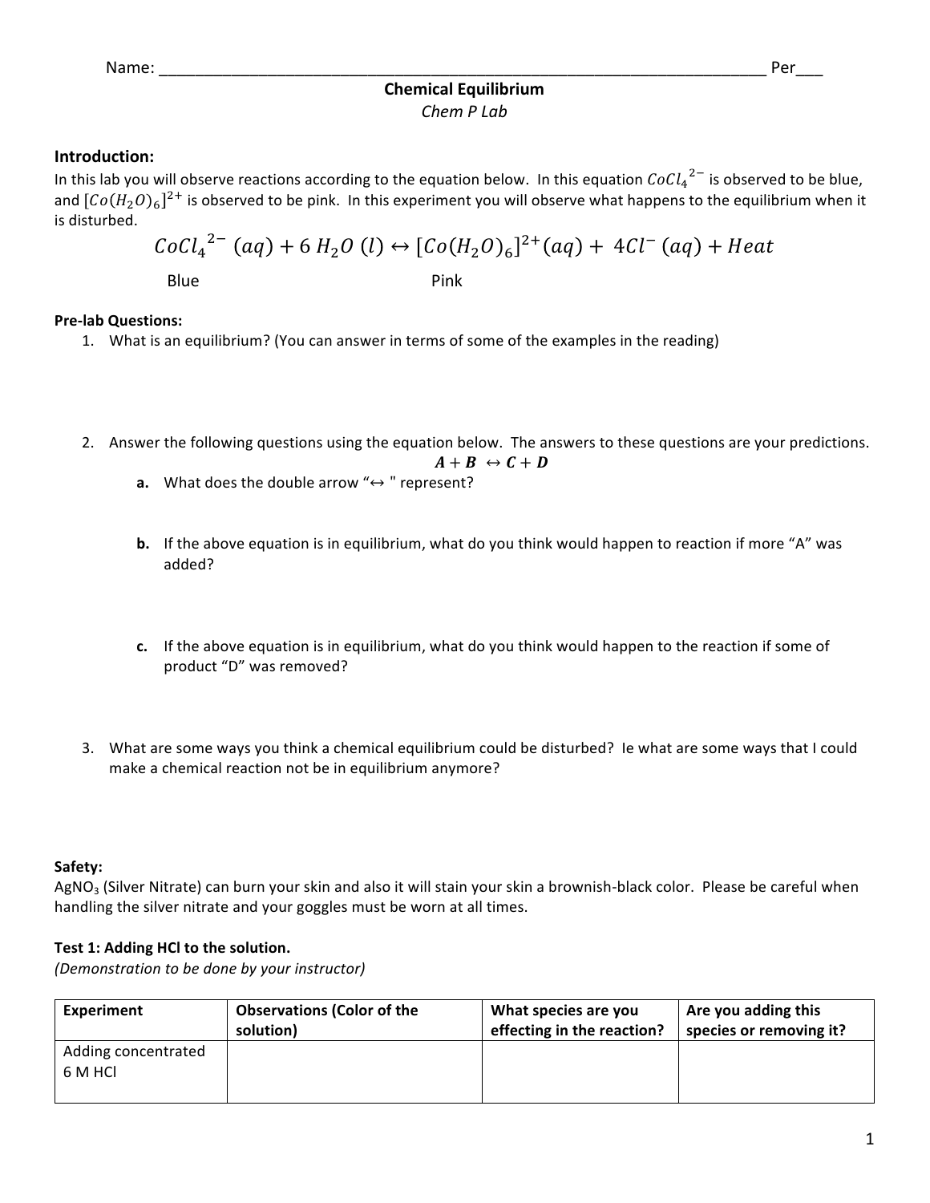Name: ______________________________________________________________________ Per___

# Chemical Equilibrium

*Chem P Lab*

## Introduction:

In this lab you will observe reactions according to the equation below. In this equation $CoCl_4{}^{2-}$ is observed to be blue, and $[Co(H_2O)_6]^{2+}$ is observed to be pink. In this experiment you will observe what happens to the equilibrium when it is disturbed.

$$CoCl_4{}^{2-}\ (aq) + 6\ H_2O\ (l) \leftrightarrow [Co(H_2O)_6]^{2+}(aq) +\ 4Cl^-\ (aq) + Heat$$

Blue                                        Pink

**Pre-lab Questions:**

1. What is an equilibrium? (You can answer in terms of some of the examples in the reading)

2. Answer the following questions using the equation below. The answers to these questions are your predictions.

$$\boldsymbol{A + B\ \leftrightarrow C + D}$$

   **a.** What does the double arrow "↔ " represent?

   **b.** If the above equation is in equilibrium, what do you think would happen to reaction if more "A" was added?

   **c.** If the above equation is in equilibrium, what do you think would happen to the reaction if some of product "D" was removed?

3. What are some ways you think a chemical equilibrium could be disturbed? Ie what are some ways that I could make a chemical reaction not be in equilibrium anymore?

**Safety:**

$AgNO_3$ (Silver Nitrate) can burn your skin and also it will stain your skin a brownish-black color. Please be careful when handling the silver nitrate and your goggles must be worn at all times.

**Test 1: Adding HCl to the solution.**

*(Demonstration to be done by your instructor)*

| Experiment | Observations (Color of the solution) | What species are you effecting in the reaction? | Are you adding this species or removing it? |
|---|---|---|---|
| Adding concentrated 6 M HCl | | | |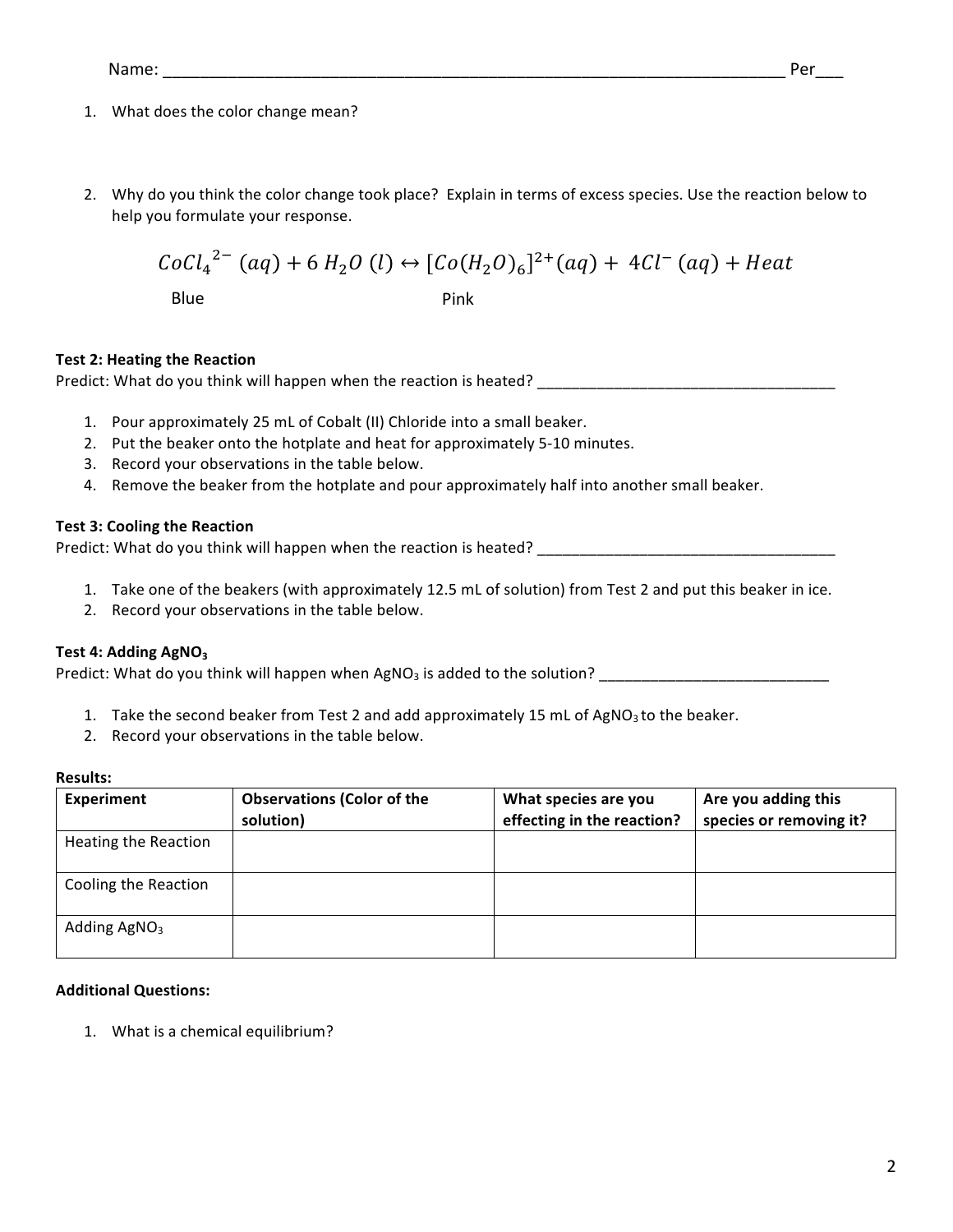Name: ______________________________________________________________________ Per___

1. What does the color change mean?

2. Why do you think the color change took place? Explain in terms of excess species. Use the reaction below to help you formulate your response.

$$CoCl_4^{\ 2-}\ (aq) + 6\ H_2O\ (l) \leftrightarrow [Co(H_2O)_6]^{2+}(aq) +\ 4Cl^-\ (aq) + Heat$$

Blue Pink

**Test 2: Heating the Reaction**

Predict: What do you think will happen when the reaction is heated? ___________________________________

1. Pour approximately 25 mL of Cobalt (II) Chloride into a small beaker.
2. Put the beaker onto the hotplate and heat for approximately 5-10 minutes.
3. Record your observations in the table below.
4. Remove the beaker from the hotplate and pour approximately half into another small beaker.

**Test 3: Cooling the Reaction**

Predict: What do you think will happen when the reaction is heated? ___________________________________

1. Take one of the beakers (with approximately 12.5 mL of solution) from Test 2 and put this beaker in ice.
2. Record your observations in the table below.

**Test 4: Adding $AgNO_3$**

Predict: What do you think will happen when $AgNO_3$ is added to the solution? ___________________________

1. Take the second beaker from Test 2 and add approximately 15 mL of $AgNO_3$ to the beaker.
2. Record your observations in the table below.

**Results:**

| Experiment | Observations (Color of the solution) | What species are you effecting in the reaction? | Are you adding this species or removing it? |
|---|---|---|---|
| Heating the Reaction | | | |
| Cooling the Reaction | | | |
| Adding $AgNO_3$ | | | |

**Additional Questions:**

1. What is a chemical equilibrium?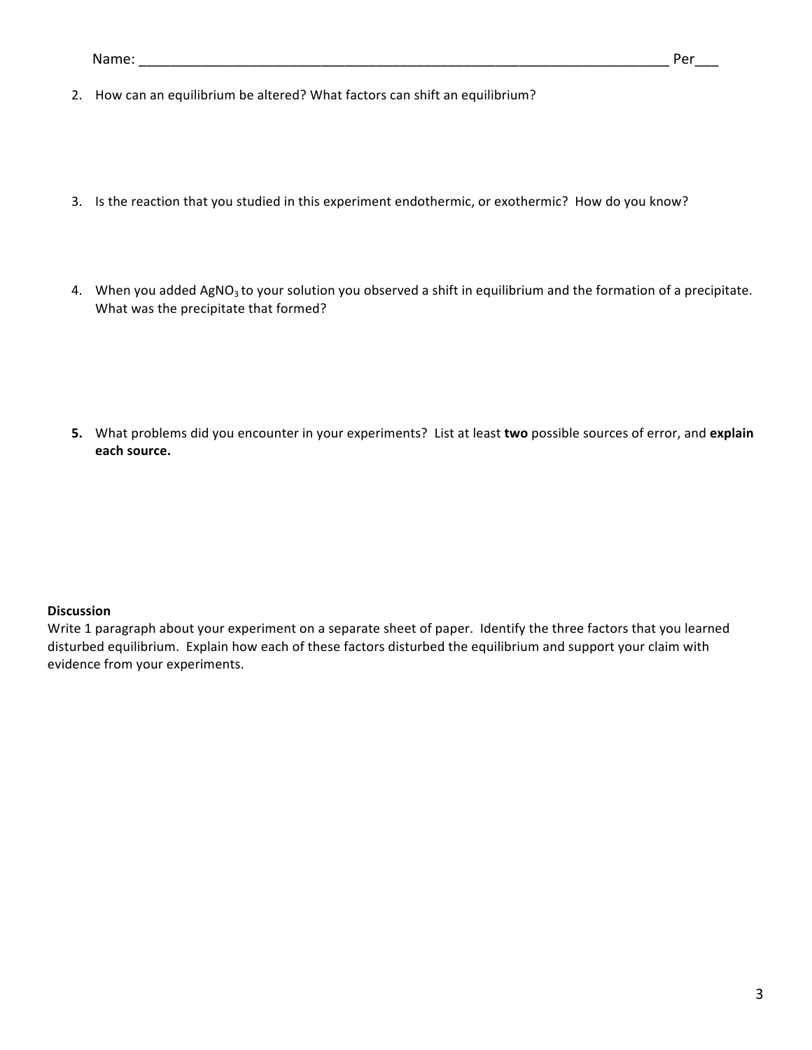Name: _______________________________________________________________________ Per___

2. How can an equilibrium be altered? What factors can shift an equilibrium?

3. Is the reaction that you studied in this experiment endothermic, or exothermic? How do you know?

4. When you added $AgNO_3$ to your solution you observed a shift in equilibrium and the formation of a precipitate. What was the precipitate that formed?

5. What problems did you encounter in your experiments? List at least **two** possible sources of error, and **explain each source.**

**Discussion**

Write 1 paragraph about your experiment on a separate sheet of paper. Identify the three factors that you learned disturbed equilibrium. Explain how each of these factors disturbed the equilibrium and support your claim with evidence from your experiments.